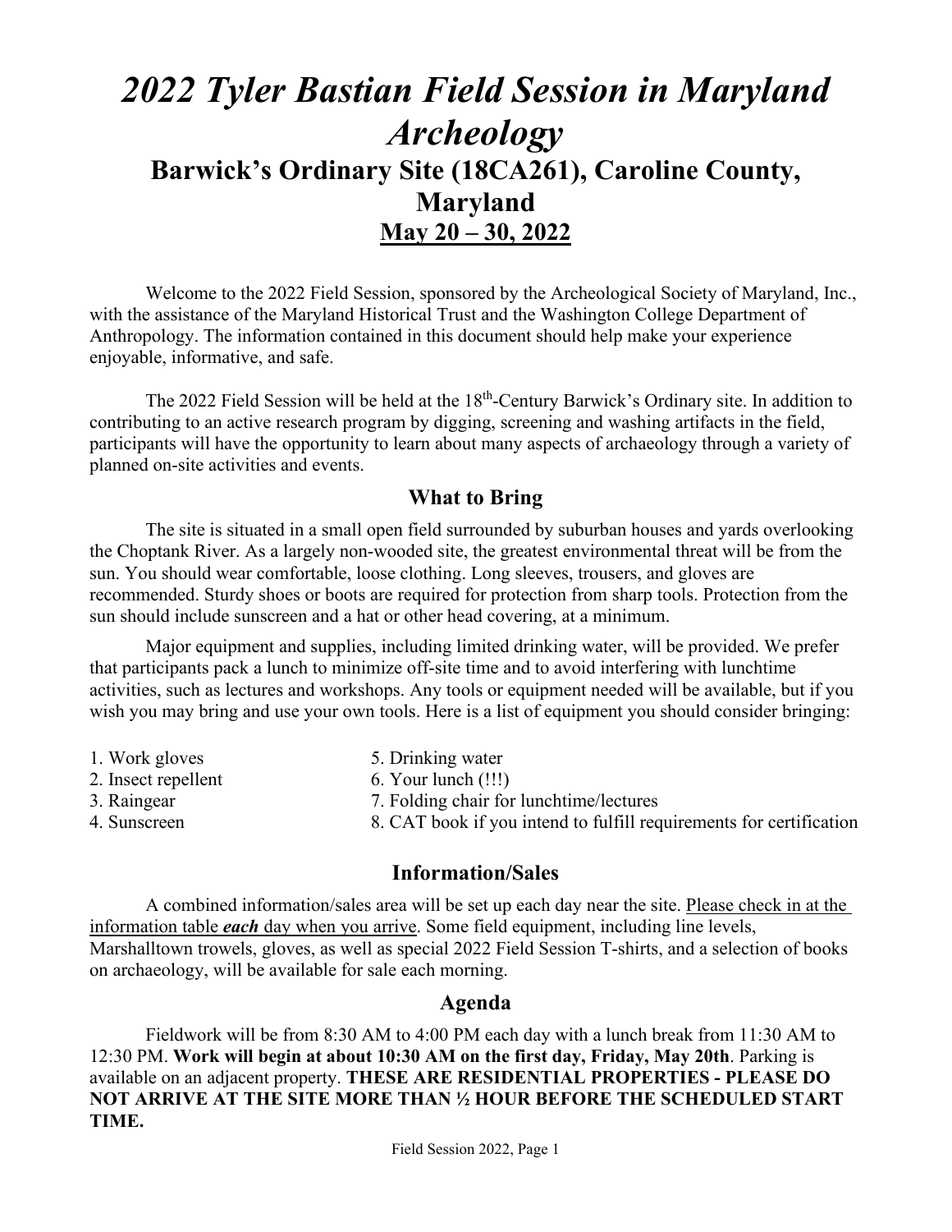# *2022 Tyler Bastian Field Session in Maryland Archeology*

## Barwick's Ordinary Site (18CA261), Caroline County, Maryland

## May 20 – 30, 2022

Welcome to the 2022 Field Session, sponsored by the Archeological Society of Maryland, Inc., with the assistance of the Maryland Historical Trust and the Washington College Department of Anthropology. The information contained in this document should help make your experience enjoyable, informative, and safe.

The 2022 Field Session will be held at the 18th-Century Barwick's Ordinary site. In addition to contributing to an active research program by digging, screening and washing artifacts in the field, participants will have the opportunity to learn about many aspects of archaeology through a variety of planned on-site activities and events.

### What to Bring

The site is situated in a small open field surrounded by suburban houses and yards overlooking the Choptank River. As a largely non-wooded site, the greatest environmental threat will be from the sun. You should wear comfortable, loose clothing. Long sleeves, trousers, and gloves are recommended. Sturdy shoes or boots are required for protection from sharp tools. Protection from the sun should include sunscreen and a hat or other head covering, at a minimum.

Major equipment and supplies, including limited drinking water, will be provided. We prefer that participants pack a lunch to minimize off-site time and to avoid interfering with lunchtime activities, such as lectures and workshops. Any tools or equipment needed will be available, but if you wish you may bring and use your own tools. Here is a list of equipment you should consider bringing:

1. Work gloves
2. Insect repellent
3. Raingear
4. Sunscreen
5. Drinking water
6. Your lunch (!!!)
7. Folding chair for lunchtime/lectures
8. CAT book if you intend to fulfill requirements for certification

### Information/Sales

A combined information/sales area will be set up each day near the site. Please check in at the information table ***each*** day when you arrive. Some field equipment, including line levels, Marshalltown trowels, gloves, as well as special 2022 Field Session T-shirts, and a selection of books on archaeology, will be available for sale each morning.

### Agenda

Fieldwork will be from 8:30 AM to 4:00 PM each day with a lunch break from 11:30 AM to 12:30 PM. **Work will begin at about 10:30 AM on the first day, Friday, May 20th**. Parking is available on an adjacent property. **THESE ARE RESIDENTIAL PROPERTIES - PLEASE DO NOT ARRIVE AT THE SITE MORE THAN ½ HOUR BEFORE THE SCHEDULED START TIME.**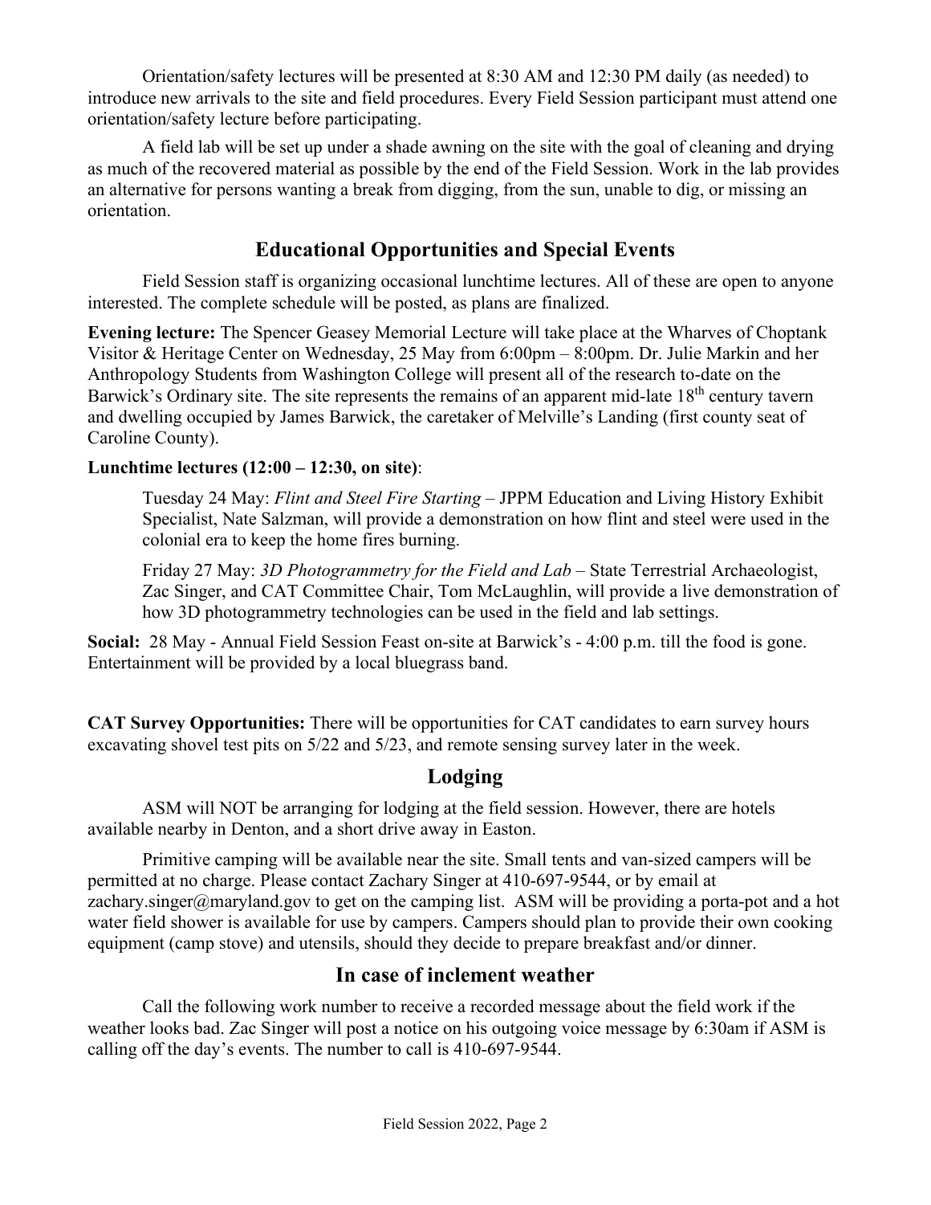Orientation/safety lectures will be presented at 8:30 AM and 12:30 PM daily (as needed) to introduce new arrivals to the site and field procedures. Every Field Session participant must attend one orientation/safety lecture before participating.

A field lab will be set up under a shade awning on the site with the goal of cleaning and drying as much of the recovered material as possible by the end of the Field Session. Work in the lab provides an alternative for persons wanting a break from digging, from the sun, unable to dig, or missing an orientation.

## Educational Opportunities and Special Events

Field Session staff is organizing occasional lunchtime lectures. All of these are open to anyone interested. The complete schedule will be posted, as plans are finalized.

**Evening lecture:** The Spencer Geasey Memorial Lecture will take place at the Wharves of Choptank Visitor & Heritage Center on Wednesday, 25 May from 6:00pm – 8:00pm. Dr. Julie Markin and her Anthropology Students from Washington College will present all of the research to-date on the Barwick's Ordinary site. The site represents the remains of an apparent mid-late 18th century tavern and dwelling occupied by James Barwick, the caretaker of Melville's Landing (first county seat of Caroline County).

**Lunchtime lectures (12:00 – 12:30, on site)**:

Tuesday 24 May: *Flint and Steel Fire Starting* – JPPM Education and Living History Exhibit Specialist, Nate Salzman, will provide a demonstration on how flint and steel were used in the colonial era to keep the home fires burning.

Friday 27 May: *3D Photogrammetry for the Field and Lab* – State Terrestrial Archaeologist, Zac Singer, and CAT Committee Chair, Tom McLaughlin, will provide a live demonstration of how 3D photogrammetry technologies can be used in the field and lab settings.

**Social:** 28 May - Annual Field Session Feast on-site at Barwick's - 4:00 p.m. till the food is gone. Entertainment will be provided by a local bluegrass band.

**CAT Survey Opportunities:** There will be opportunities for CAT candidates to earn survey hours excavating shovel test pits on 5/22 and 5/23, and remote sensing survey later in the week.

## Lodging

ASM will NOT be arranging for lodging at the field session. However, there are hotels available nearby in Denton, and a short drive away in Easton.

Primitive camping will be available near the site. Small tents and van-sized campers will be permitted at no charge. Please contact Zachary Singer at 410-697-9544, or by email at zachary.singer@maryland.gov to get on the camping list. ASM will be providing a porta-pot and a hot water field shower is available for use by campers. Campers should plan to provide their own cooking equipment (camp stove) and utensils, should they decide to prepare breakfast and/or dinner.

## In case of inclement weather

Call the following work number to receive a recorded message about the field work if the weather looks bad. Zac Singer will post a notice on his outgoing voice message by 6:30am if ASM is calling off the day's events. The number to call is 410-697-9544.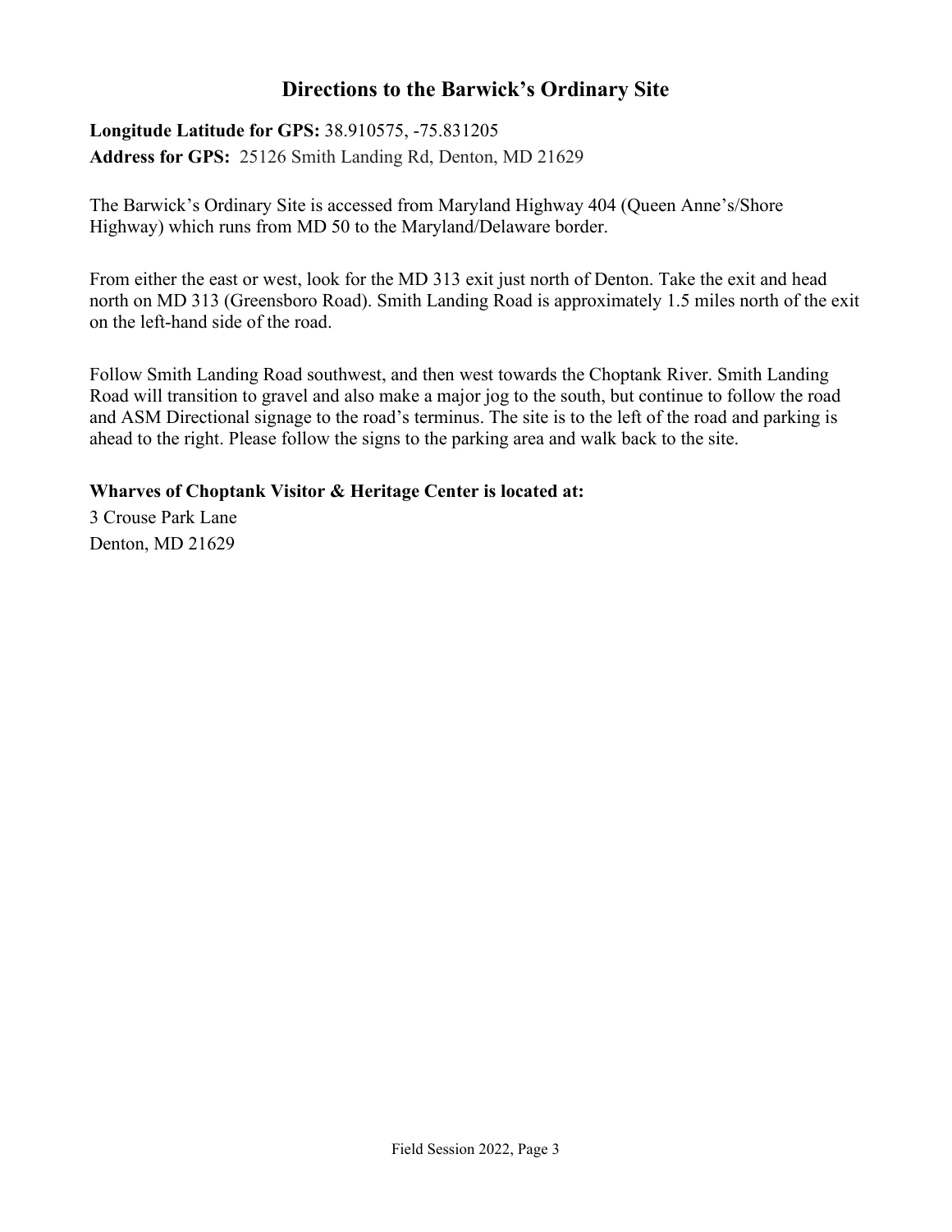## Directions to the Barwick's Ordinary Site

**Longitude Latitude for GPS:** 38.910575, -75.831205

**Address for GPS:** 25126 Smith Landing Rd, Denton, MD 21629

The Barwick's Ordinary Site is accessed from Maryland Highway 404 (Queen Anne's/Shore Highway) which runs from MD 50 to the Maryland/Delaware border.

From either the east or west, look for the MD 313 exit just north of Denton. Take the exit and head north on MD 313 (Greensboro Road). Smith Landing Road is approximately 1.5 miles north of the exit on the left-hand side of the road.

Follow Smith Landing Road southwest, and then west towards the Choptank River. Smith Landing Road will transition to gravel and also make a major jog to the south, but continue to follow the road and ASM Directional signage to the road's terminus. The site is to the left of the road and parking is ahead to the right. Please follow the signs to the parking area and walk back to the site.

**Wharves of Choptank Visitor & Heritage Center is located at:**

3 Crouse Park Lane
Denton, MD 21629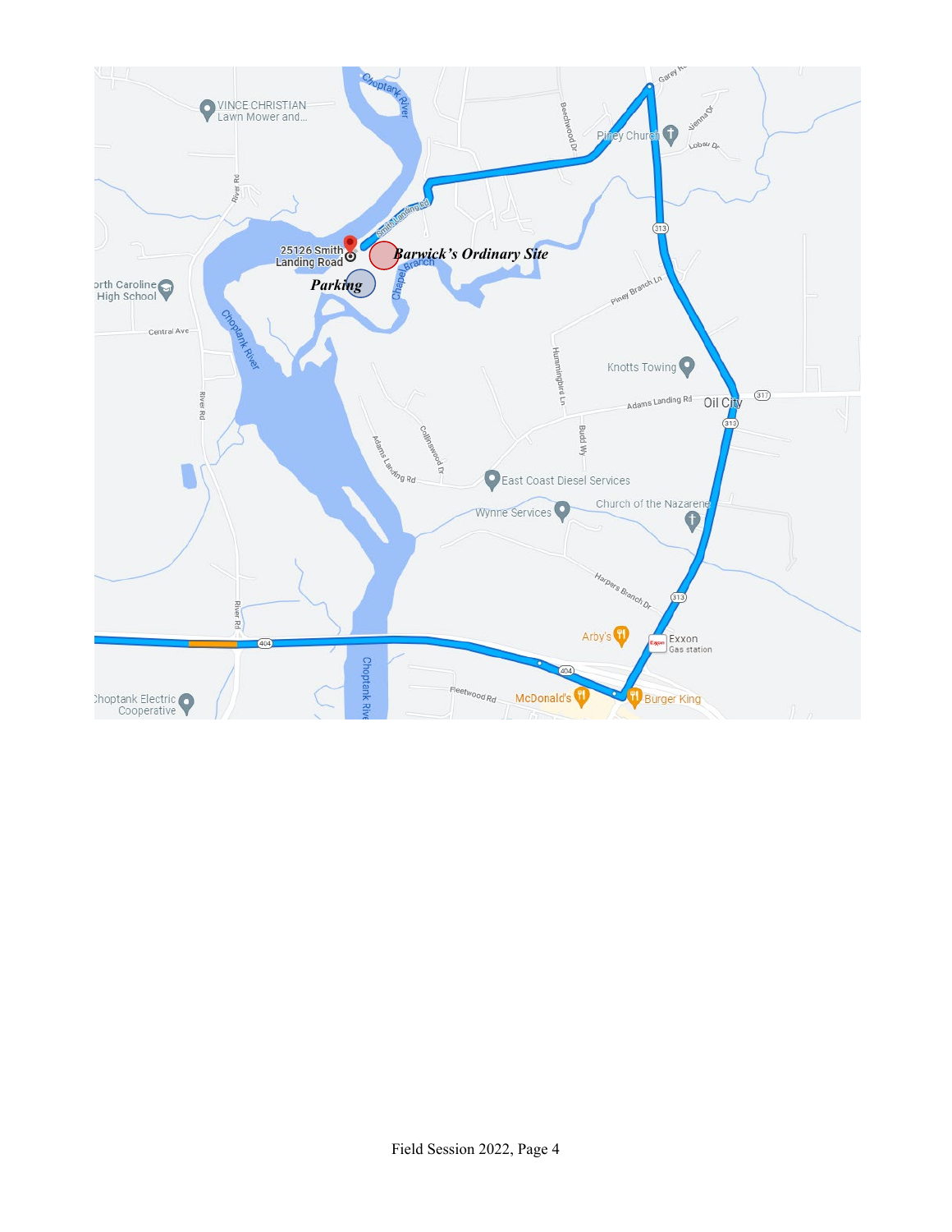25126 Smith Landing Road

*Barwick's Ordinary Site*

*Parking*